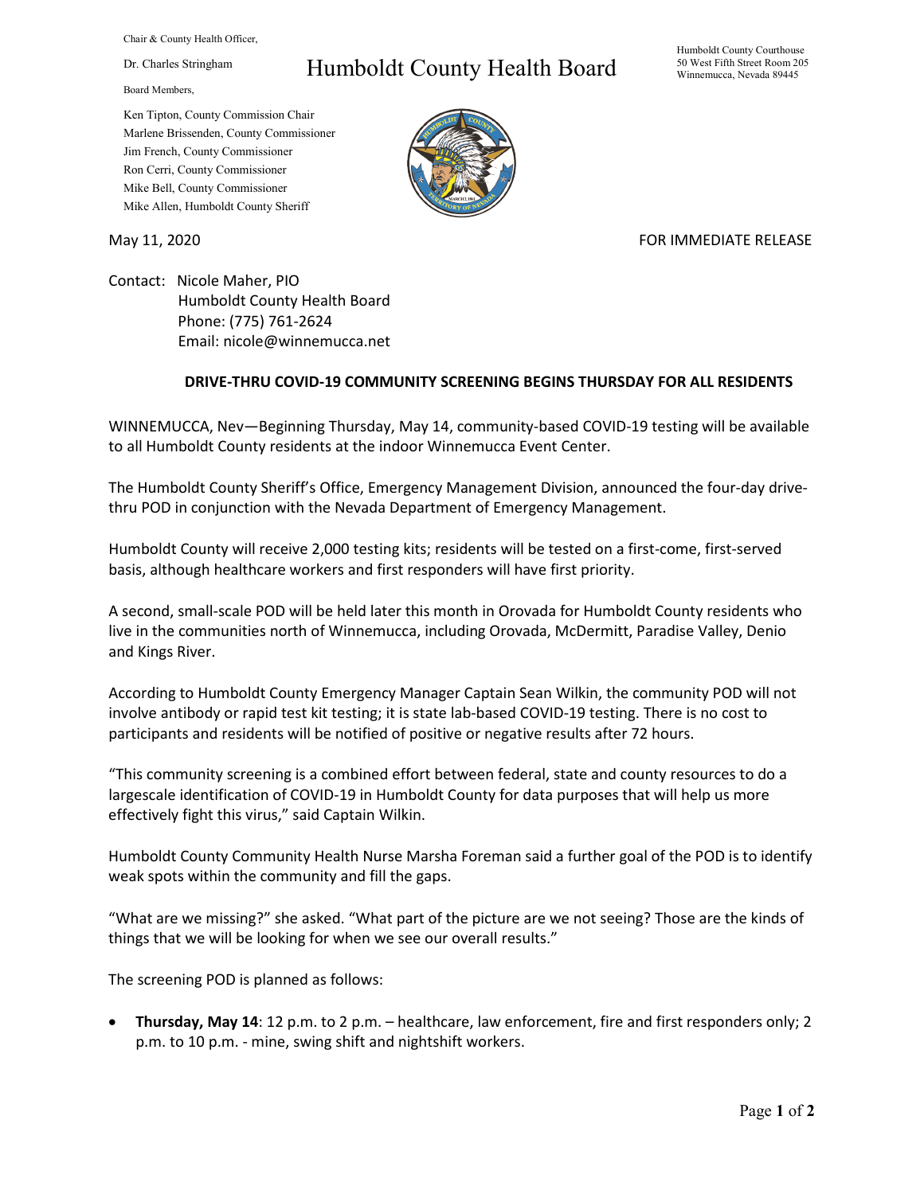Chair & County Health Officer,

Dr. Charles Stringham

Board Members,

Ken Tipton, County Commission Chair
Marlene Brissenden, County Commissioner
Jim French, County Commissioner
Ron Cerri, County Commissioner
Mike Bell, County Commissioner
Mike Allen, Humboldt County Sheriff

# Humboldt County Health Board

Humboldt County Courthouse
50 West Fifth Street Room 205
Winnemucca, Nevada 89445

May 11, 2020

FOR IMMEDIATE RELEASE

Contact: Nicole Maher, PIO
Humboldt County Health Board
Phone: (775) 761-2624
Email: nicole@winnemucca.net

**DRIVE-THRU COVID-19 COMMUNITY SCREENING BEGINS THURSDAY FOR ALL RESIDENTS**

WINNEMUCCA, Nev—Beginning Thursday, May 14, community-based COVID-19 testing will be available to all Humboldt County residents at the indoor Winnemucca Event Center.

The Humboldt County Sheriff's Office, Emergency Management Division, announced the four-day drive-thru POD in conjunction with the Nevada Department of Emergency Management.

Humboldt County will receive 2,000 testing kits; residents will be tested on a first-come, first-served basis, although healthcare workers and first responders will have first priority.

A second, small-scale POD will be held later this month in Orovada for Humboldt County residents who live in the communities north of Winnemucca, including Orovada, McDermitt, Paradise Valley, Denio and Kings River.

According to Humboldt County Emergency Manager Captain Sean Wilkin, the community POD will not involve antibody or rapid test kit testing; it is state lab-based COVID-19 testing. There is no cost to participants and residents will be notified of positive or negative results after 72 hours.

"This community screening is a combined effort between federal, state and county resources to do a largescale identification of COVID-19 in Humboldt County for data purposes that will help us more effectively fight this virus," said Captain Wilkin.

Humboldt County Community Health Nurse Marsha Foreman said a further goal of the POD is to identify weak spots within the community and fill the gaps.

"What are we missing?" she asked. "What part of the picture are we not seeing? Those are the kinds of things that we will be looking for when we see our overall results."

The screening POD is planned as follows:

- **Thursday, May 14**: 12 p.m. to 2 p.m. – healthcare, law enforcement, fire and first responders only; 2 p.m. to 10 p.m. - mine, swing shift and nightshift workers.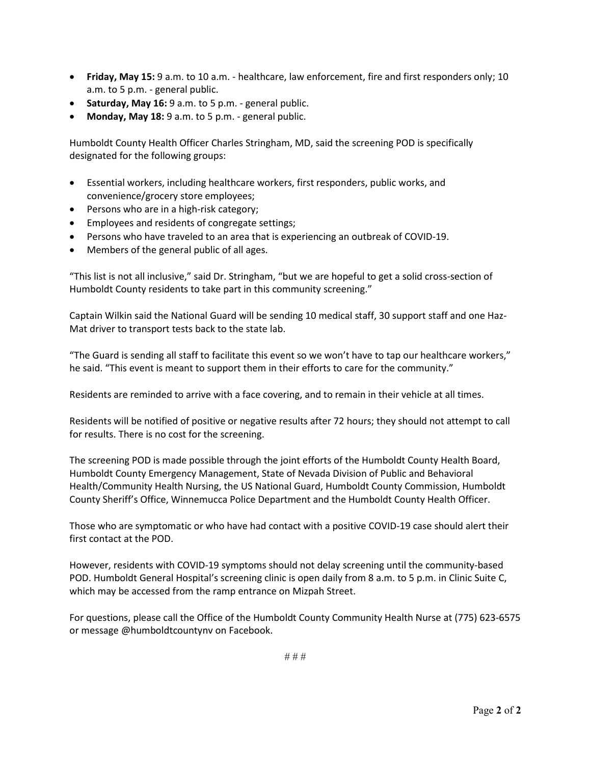- **Friday, May 15:** 9 a.m. to 10 a.m. - healthcare, law enforcement, fire and first responders only; 10 a.m. to 5 p.m. - general public.
- **Saturday, May 16:** 9 a.m. to 5 p.m. - general public.
- **Monday, May 18:** 9 a.m. to 5 p.m. - general public.

Humboldt County Health Officer Charles Stringham, MD, said the screening POD is specifically designated for the following groups:

- Essential workers, including healthcare workers, first responders, public works, and convenience/grocery store employees;
- Persons who are in a high-risk category;
- Employees and residents of congregate settings;
- Persons who have traveled to an area that is experiencing an outbreak of COVID-19.
- Members of the general public of all ages.

"This list is not all inclusive," said Dr. Stringham, "but we are hopeful to get a solid cross-section of Humboldt County residents to take part in this community screening."

Captain Wilkin said the National Guard will be sending 10 medical staff, 30 support staff and one Haz-Mat driver to transport tests back to the state lab.

"The Guard is sending all staff to facilitate this event so we won't have to tap our healthcare workers," he said. "This event is meant to support them in their efforts to care for the community."

Residents are reminded to arrive with a face covering, and to remain in their vehicle at all times.

Residents will be notified of positive or negative results after 72 hours; they should not attempt to call for results. There is no cost for the screening.

The screening POD is made possible through the joint efforts of the Humboldt County Health Board, Humboldt County Emergency Management, State of Nevada Division of Public and Behavioral Health/Community Health Nursing, the US National Guard, Humboldt County Commission, Humboldt County Sheriff's Office, Winnemucca Police Department and the Humboldt County Health Officer.

Those who are symptomatic or who have had contact with a positive COVID-19 case should alert their first contact at the POD.

However, residents with COVID-19 symptoms should not delay screening until the community-based POD. Humboldt General Hospital's screening clinic is open daily from 8 a.m. to 5 p.m. in Clinic Suite C, which may be accessed from the ramp entrance on Mizpah Street.

For questions, please call the Office of the Humboldt County Community Health Nurse at (775) 623-6575 or message @humboldtcountynv on Facebook.

# # #